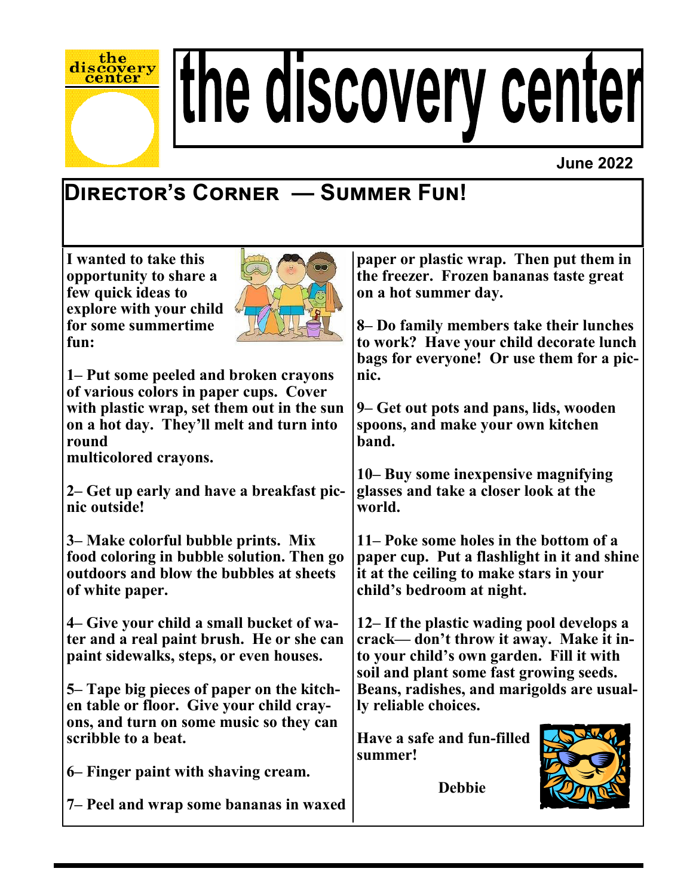# the discovery center

June 2022

## Director's Corner — Summer Fun!

I wanted to take this opportunity to share a few quick ideas to explore with your child for some summertime fun:

1– Put some peeled and broken crayons of various colors in paper cups. Cover with plastic wrap, set them out in the sun on a hot day. They'll melt and turn into round multicolored crayons.

2– Get up early and have a breakfast picnic outside!

3– Make colorful bubble prints. Mix food coloring in bubble solution. Then go outdoors and blow the bubbles at sheets of white paper.

4– Give your child a small bucket of water and a real paint brush. He or she can paint sidewalks, steps, or even houses.

5– Tape big pieces of paper on the kitchen table or floor. Give your child crayons, and turn on some music so they can scribble to a beat.

6– Finger paint with shaving cream.

7– Peel and wrap some bananas in waxed paper or plastic wrap. Then put them in the freezer. Frozen bananas taste great on a hot summer day.

8– Do family members take their lunches to work? Have your child decorate lunch bags for everyone! Or use them for a picnic.

9– Get out pots and pans, lids, wooden spoons, and make your own kitchen band.

10– Buy some inexpensive magnifying glasses and take a closer look at the world.

11– Poke some holes in the bottom of a paper cup. Put a flashlight in it and shine it at the ceiling to make stars in your child's bedroom at night.

12– If the plastic wading pool develops a crack— don't throw it away. Make it into your child's own garden. Fill it with soil and plant some fast growing seeds. Beans, radishes, and marigolds are usually reliable choices.

Have a safe and fun-filled summer!

Debbie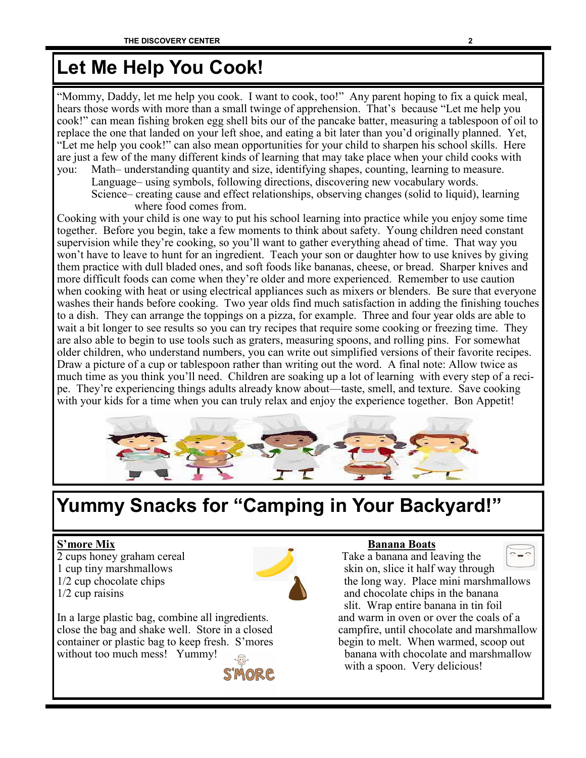# Let Me Help You Cook!

"Mommy, Daddy, let me help you cook. I want to cook, too!" Any parent hoping to fix a quick meal, hears those words with more than a small twinge of apprehension. That's because "Let me help you cook!" can mean fishing broken egg shell bits our of the pancake batter, measuring a tablespoon of oil to replace the one that landed on your left shoe, and eating a bit later than you'd originally planned. Yet, "Let me help you cook!" can also mean opportunities for your child to sharpen his school skills. Here are just a few of the many different kinds of learning that may take place when your child cooks with you:

- Math– understanding quantity and size, identifying shapes, counting, learning to measure.
- Language– using symbols, following directions, discovering new vocabulary words.
- Science– creating cause and effect relationships, observing changes (solid to liquid), learning where food comes from.

Cooking with your child is one way to put his school learning into practice while you enjoy some time together. Before you begin, take a few moments to think about safety. Young children need constant supervision while they're cooking, so you'll want to gather everything ahead of time. That way you won't have to leave to hunt for an ingredient. Teach your son or daughter how to use knives by giving them practice with dull bladed ones, and soft foods like bananas, cheese, or bread. Sharper knives and more difficult foods can come when they're older and more experienced. Remember to use caution when cooking with heat or using electrical appliances such as mixers or blenders. Be sure that everyone washes their hands before cooking. Two year olds find much satisfaction in adding the finishing touches to a dish. They can arrange the toppings on a pizza, for example. Three and four year olds are able to wait a bit longer to see results so you can try recipes that require some cooking or freezing time. They are also able to begin to use tools such as graters, measuring spoons, and rolling pins. For somewhat older children, who understand numbers, you can write out simplified versions of their favorite recipes. Draw a picture of a cup or tablespoon rather than writing out the word. A final note: Allow twice as much time as you think you'll need. Children are soaking up a lot of learning with every step of a recipe. They're experiencing things adults already know about—taste, smell, and texture. Save cooking with your kids for a time when you can truly relax and enjoy the experience together. Bon Appetit!

# Yummy Snacks for "Camping in Your Backyard!"

**S'more Mix**

2 cups honey graham cereal
1 cup tiny marshmallows
1/2 cup chocolate chips
1/2 cup raisins

In a large plastic bag, combine all ingredients. close the bag and shake well. Store in a closed container or plastic bag to keep fresh. S'mores without too much mess! Yummy!

**Banana Boats**

Take a banana and leaving the skin on, slice it half way through the long way. Place mini marshmallows and chocolate chips in the banana slit. Wrap entire banana in tin foil and warm in oven or over the coals of a campfire, until chocolate and marshmallow begin to melt. When warmed, scoop out banana with chocolate and marshmallow with a spoon. Very delicious!